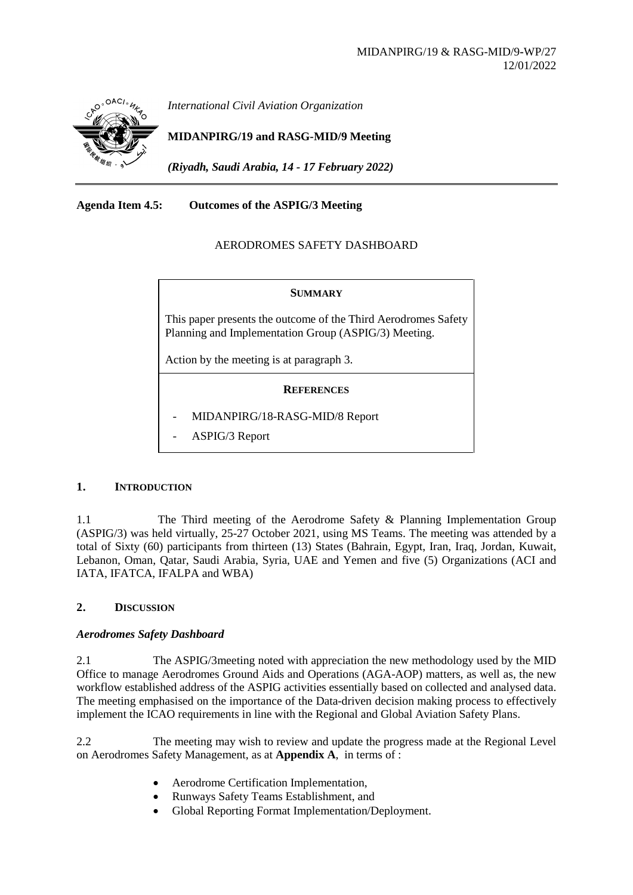MIDANPIRG/19 & RASG-MID/9-WP/27
12/01/2022

*International Civil Aviation Organization*

**MIDANPIRG/19 and RASG-MID/9 Meeting**

*(Riyadh, Saudi Arabia, 14 - 17 February 2022)*

---

**Agenda Item 4.5: Outcomes of the ASPIG/3 Meeting**

AERODROMES SAFETY DASHBOARD

**SUMMARY**

This paper presents the outcome of the Third Aerodromes Safety Planning and Implementation Group (ASPIG/3) Meeting.

Action by the meeting is at paragraph 3.

**REFERENCES**

- MIDANPIRG/18-RASG-MID/8 Report
- ASPIG/3 Report

## 1. INTRODUCTION

1.1 The Third meeting of the Aerodrome Safety & Planning Implementation Group (ASPIG/3) was held virtually, 25-27 October 2021, using MS Teams. The meeting was attended by a total of Sixty (60) participants from thirteen (13) States (Bahrain, Egypt, Iran, Iraq, Jordan, Kuwait, Lebanon, Oman, Qatar, Saudi Arabia, Syria, UAE and Yemen and five (5) Organizations (ACI and IATA, IFATCA, IFALPA and WBA)

## 2. DISCUSSION

### *Aerodromes Safety Dashboard*

2.1 The ASPIG/3meeting noted with appreciation the new methodology used by the MID Office to manage Aerodromes Ground Aids and Operations (AGA-AOP) matters, as well as, the new workflow established address of the ASPIG activities essentially based on collected and analysed data. The meeting emphasised on the importance of the Data-driven decision making process to effectively implement the ICAO requirements in line with the Regional and Global Aviation Safety Plans.

2.2 The meeting may wish to review and update the progress made at the Regional Level on Aerodromes Safety Management, as at **Appendix A**, in terms of :

- Aerodrome Certification Implementation,
- Runways Safety Teams Establishment, and
- Global Reporting Format Implementation/Deployment.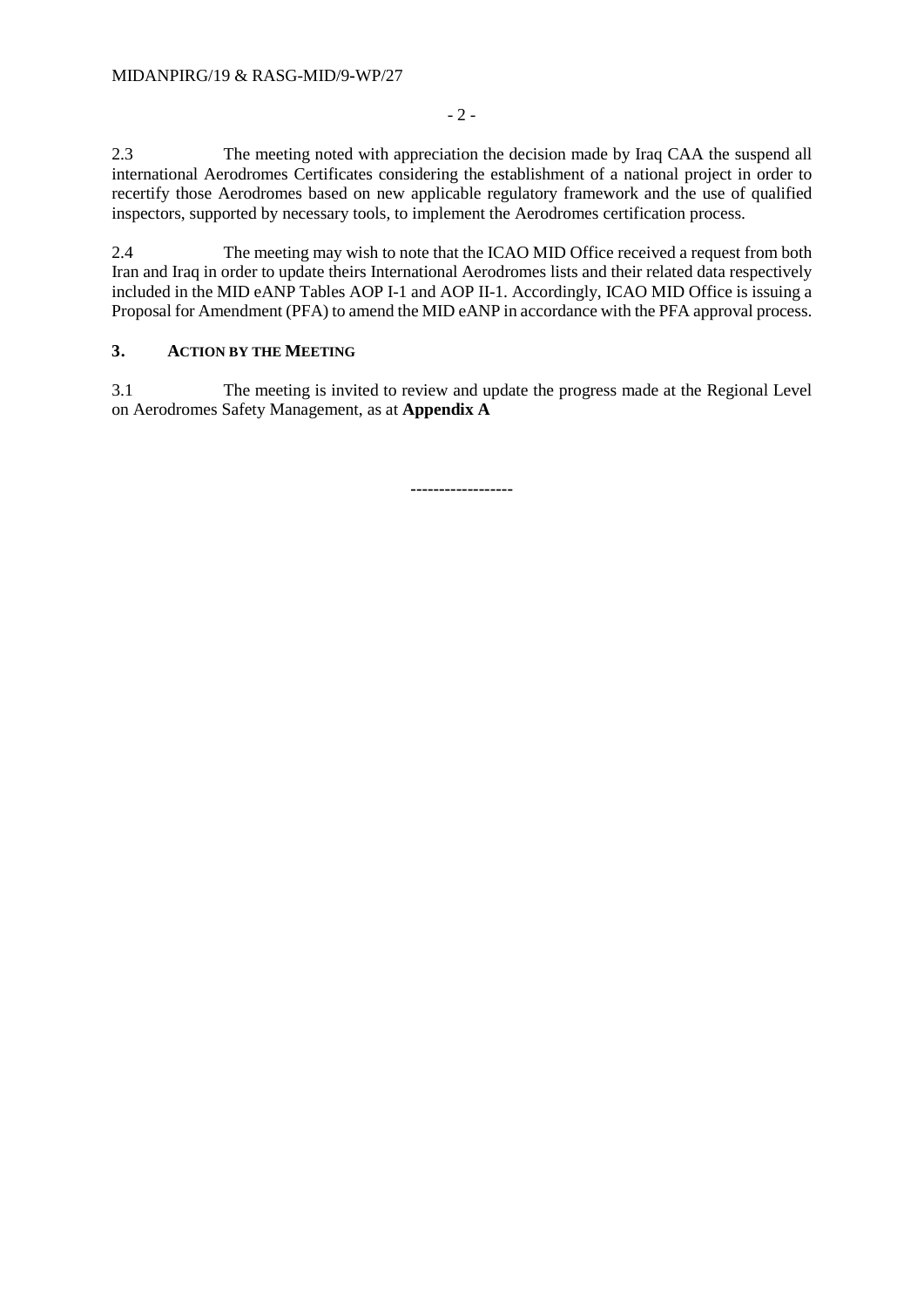2.3 The meeting noted with appreciation the decision made by Iraq CAA the suspend all international Aerodromes Certificates considering the establishment of a national project in order to recertify those Aerodromes based on new applicable regulatory framework and the use of qualified inspectors, supported by necessary tools, to implement the Aerodromes certification process.

2.4 The meeting may wish to note that the ICAO MID Office received a request from both Iran and Iraq in order to update theirs International Aerodromes lists and their related data respectively included in the MID eANP Tables AOP I-1 and AOP II-1. Accordingly, ICAO MID Office is issuing a Proposal for Amendment (PFA) to amend the MID eANP in accordance with the PFA approval process.

## 3. ACTION BY THE MEETING

3.1 The meeting is invited to review and update the progress made at the Regional Level on Aerodromes Safety Management, as at **Appendix A**

------------------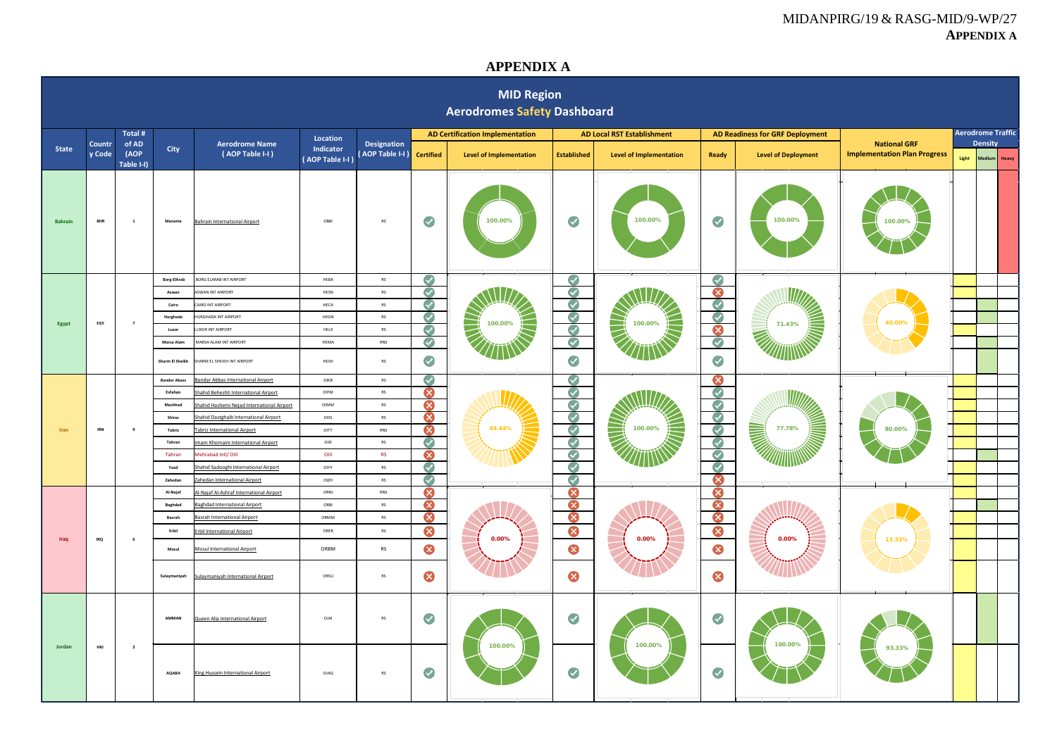# APPENDIX A

## MID Region
## Aerodromes Safety Dashboard

| State | Country Code | Total # of AD (AOP Table I-I) | City | Aerodrome Name (AOP Table I-I) | Location Indicator (AOP Table I-I) | Designation (AOP Table I-I) | AD Certification Implementation | | AD Local RST Establishment | | AD Readiness for GRF Deployment | | National GRF Implementation Plan Progress | Aerodrome Traffic Density | | |
|---|---|---|---|---|---|---|---|---|---|---|---|---|---|---|---|---|
| | | | | | | | Certified | Level of Implementation | Established | Level of Implementation | Ready | Level of Deployment | | Light | Medium | Heavy |
| Bahrain | BHR | 1 | Manama | Bahrain International Airport | OBBI | RS | ✓ | 100.00% | ✓ | 100.00% | ✓ | 100.00% | 100.00% | | | X |
| Egypt | EGY | 7 | Borg ElArab | BORG ELARAB INT AIRPORT | HEBA | RS | ✓ | 100.00% | ✓ | 100.00% | ✓ | 71.43% | 40.00% | X | | |
| | | | Aswan | ASWAN INT AIRPORT | HESN | RS | ✓ | | ✓ | | ✗ | | | X | | |
| | | | Cairo | CAIRO INT AIRPORT | HECA | RS | ✓ | | ✓ | | ✓ | | | | X | |
| | | | Hurghada | HURGHADA INT AIRPORT | HEGN | RS | ✓ | | ✓ | | ✓ | | | | X | |
| | | | Luxor | LUXOR INT AIRPORT | HELX | RS | ✓ | | ✓ | | ✗ | | | X | | |
| | | | Marsa Alam | MARSA ALAM INT AIRPORT | HEMA | RNS | ✓ | | ✓ | | ✓ | | | | X | |
| | | | Sharm El Sheikh | SHARM EL SHEIKH INT AIRPORT | HESH | RS | ✓ | | ✓ | | ✓ | | | | X | |
| Iran | IRN | 9 | Bander Abass | Bandar Abbas International Airport | OIKB | RS | ✓ | 44.44% | ✓ | 100.00% | ✗ | 77.78% | 80.00% | X | | |
| | | | Esfahan | Shahid Beheshti International Airport | OIFM | RS | ✗ | | ✓ | | ✓ | | | X | | |
| | | | Mashhad | Shahid Hashemi Nejad International Airport | OIMM | RS | ✗ | | ✓ | | ✓ | | | X | | |
| | | | Shiraz | Shahid Dastghaib International Airport | OISS | RS | ✗ | | ✓ | | ✓ | | | X | | |
| | | | Tabriz | Tabriz International Airport | OITT | RNS | ✗ | | ✓ | | ✓ | | | X | | |
| | | | Tehran | Imam Khomaini International Airport | OIIE | RS | ✓ | | ✓ | | ✓ | | | X | | |
| | | | Tehran | Mehrabad Intl/ OIII | OIII | RS | ✗ | | ✓ | | ✓ | | | | X | |
| | | | Yazd | Shahid Sadooghi International Airport | OIYY | RS | ✓ | | ✓ | | ✓ | | | X | | |
| | | | Zahedan | Zahedan International Airport | OIZH | RS | ✓ | | ✓ | | ✗ | | | X | | |
| Iraq | IRQ | 6 | Al-Najaf | Al-Najaf Al-Ashraf International Airport | ORNI | RNS | ✗ | 0.00% | ✗ | 0.00% | ✗ | 0.00% | 13.33% | X | | |
| | | | Baghdad | Baghdad International Airport | ORBI | RS | ✗ | | ✗ | | ✗ | | | | X | |
| | | | Basrah | Basrah International Airport | ORMM | RS | ✗ | | ✗ | | ✗ | | | X | | |
| | | | Erbil | Erbil International Airport | ORER | RS | ✗ | | ✗ | | ✗ | | | X | | |
| | | | Mosul | Mosul International Airport | ORBM | RS | ✗ | | ✗ | | ✗ | | | X | | |
| | | | Sulaymaniyah | Sulaymaniyah International Airport | ORSU | RS | ✗ | | ✗ | | ✗ | | | X | | |
| Jordan | HKJ | 2 | AMMAN | Queen Alia International Airport | OJAI | RS | ✓ | 100.00% | ✓ | 100.00% | ✓ | 100.00% | 93.33% | | X | |
| | | | AQABA | King Hussein International Airport | OJAQ | RS | ✓ | | ✓ | | ✓ | | | X | | |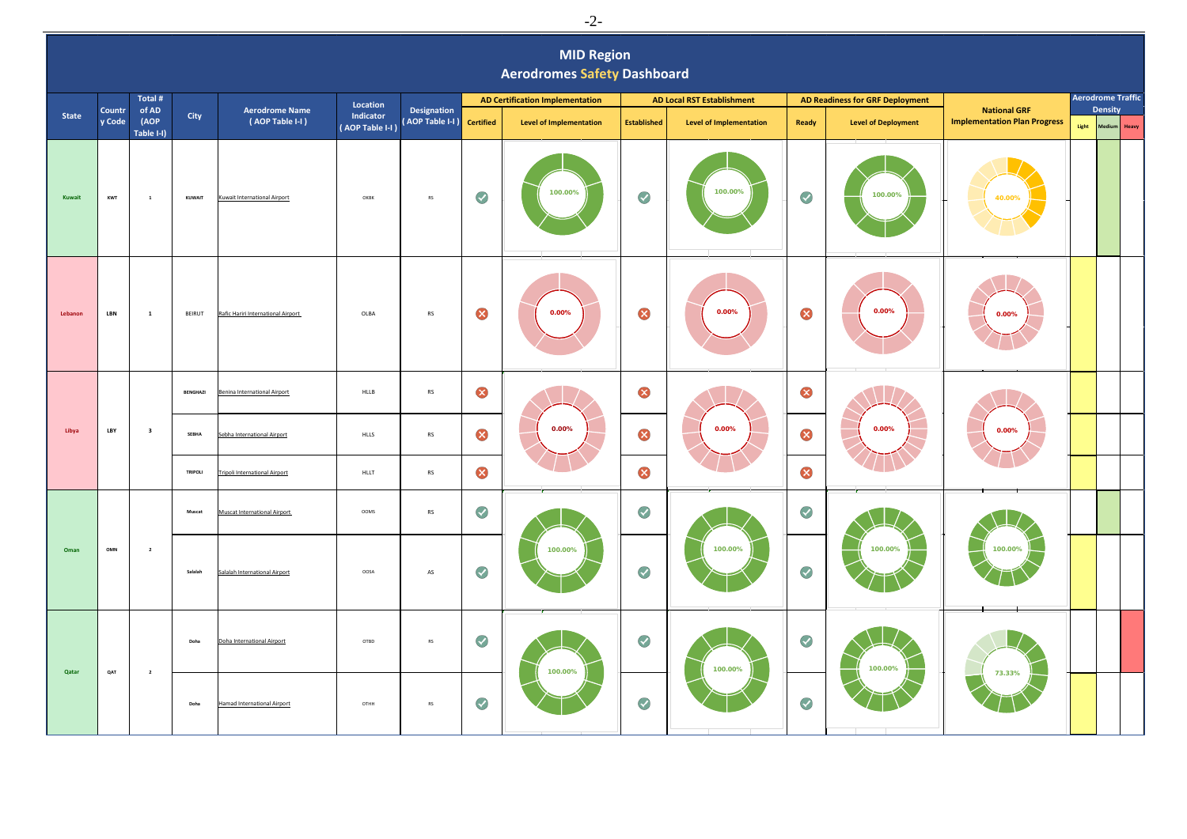# MID Region
## Aerodromes Safety Dashboard

| State | Country Code | Total # of AD (AOP Table I-I) | City | Aerodrome Name (AOP Table I-I) | Location Indicator (AOP Table I-I) | Designation (AOP Table I-I) | AD Certification Implementation | | AD Local RST Establishment | | AD Readiness for GRF Deployment | | National GRF Implementation Plan Progress | Aerodrome Traffic Density | | |
|---|---|---|---|---|---|---|---|---|---|---|---|---|---|---|---|---|
| | | | | | | | Certified | Level of Implementation | Established | Level of Implementation | Ready | Level of Deployment | | Light | Medium | Heavy |
| Kuwait | KWT | 1 | KUWAIT | Kuwait International Airport | OKBK | RS | ✓ | 100.00% | ✓ | 100.00% | ✓ | 100.00% | 40.00% | | ■ | |
| Lebanon | LBN | 1 | BEIRUT | Rafic Hariri International Airport | OLBA | RS | ✗ | 0.00% | ✗ | 0.00% | ✗ | 0.00% | 0.00% | ■ | | |
| Libya | LBY | 3 | BENGHAZI | Benina International Airport | HLLB | RS | ✗ | 0.00% | ✗ | 0.00% | ✗ | 0.00% | 0.00% | ■ | | |
| | | | SEBHA | Sebha International Airport | HLLS | RS | ✗ | | ✗ | | ✗ | | | ■ | | |
| | | | TRIPOLI | Tripoli International Airport | HLLT | RS | ✗ | | ✗ | | ✗ | | | ■ | | |
| Oman | OMN | 2 | Muscat | Muscat International Airport | OOMS | RS | ✓ | 100.00% | ✓ | 100.00% | ✓ | 100.00% | 100.00% | | ■ | |
| | | | Salalah | Salalah International Airport | OOSA | AS | ✓ | | ✓ | | ✓ | | | ■ | | |
| Qatar | QAT | 2 | Doha | Doha International Airport | OTBD | RS | ✓ | 100.00% | ✓ | 100.00% | ✓ | 100.00% | 73.33% | | | ■ |
| | | | Doha | Hamad International Airport | OTHH | RS | ✓ | | ✓ | | ✓ | | | ■ | | |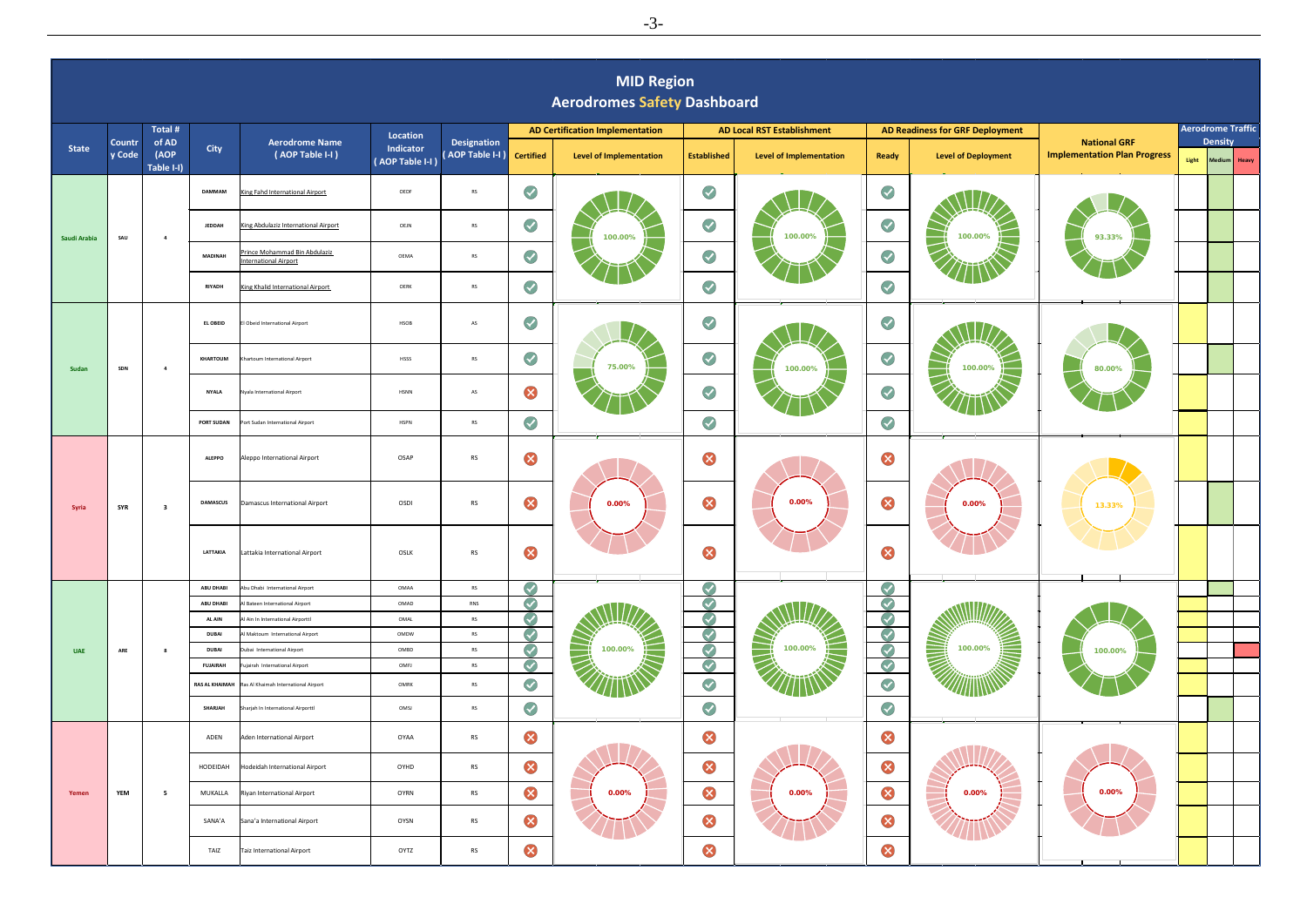# MID Region
## Aerodromes Safety Dashboard

| State | Country Code | Total # of AD (AOP Table I-I) | City | Aerodrome Name (AOP Table I-I) | Location Indicator (AOP Table I-I) | Designation (AOP Table I-I) | AD Certification Implementation: Certified | AD Certification Implementation: Level of Implementation | AD Local RST Establishment: Established | AD Local RST Establishment: Level of Implementation | AD Readiness for GRF Deployment: Ready | AD Readiness for GRF Deployment: Level of Deployment | National GRF Implementation Plan Progress |
|---|---|---|---|---|---|---|---|---|---|---|---|---|---|
| Saudi Arabia | SAU | 4 | DAMMAM | King Fahd International Airport | OEDF | RS | ✓ | 100.00% | ✓ | 100.00% | ✓ | 100.00% | 93.33% |
| | | | JEDDAH | King Abdulaziz International Airport | OEJN | RS | ✓ | | ✓ | | ✓ | | |
| | | | MADINAH | Prince Mohammad Bin Abdulaziz International Airport | OEMA | RS | ✓ | | ✓ | | ✓ | | |
| | | | RIYADH | King Khalid International Airport | OERK | RS | ✓ | | ✓ | | ✓ | | |
| Sudan | SDN | 4 | EL OBEID | El Obeid International Airport | HSOB | AS | ✓ | 75.00% | ✓ | 100.00% | ✓ | 100.00% | 80.00% |
| | | | KHARTOUM | Khartoum International Airport | HSSS | RS | ✓ | | ✓ | | ✓ | | |
| | | | NYALA | Nyala International Airport | HSNN | AS | ✗ | | ✓ | | ✓ | | |
| | | | PORT SUDAN | Port Sudan International Airport | HSPN | RS | ✓ | | ✓ | | ✓ | | |
| Syria | SYR | 3 | ALEPPO | Aleppo International Airport | OSAP | RS | ✗ | 0.00% | ✗ | 0.00% | ✗ | 0.00% | 13.33% |
| | | | DAMASCUS | Damascus International Airport | OSDI | RS | ✗ | | ✗ | | ✗ | | |
| | | | LATTAKIA | Lattakia International Airport | OSLK | RS | ✗ | | ✗ | | ✗ | | |
| UAE | ARE | 8 | ABU DHABI | Abu Dhabi International Airport | OMAA | RS | ✓ | 100.00% | ✓ | 100.00% | ✓ | 100.00% | 100.00% |
| | | | ABU DHABI | Al Bateen International Airport | OMAD | RNS | ✓ | | ✓ | | ✓ | | |
| | | | AL AIN | Al Ain In International Airportl | OMAL | RS | ✓ | | ✓ | | ✓ | | |
| | | | DUBAI | Al Maktoum International Airport | OMDW | RS | ✓ | | ✓ | | ✓ | | |
| | | | DUBAI | Dubai International Airport | OMDB | RS | ✓ | | ✓ | | ✓ | | |
| | | | FUJAIRAH | Fujairah International Airport | OMFJ | RS | ✓ | | ✓ | | ✓ | | |
| | | | RAS AL KHAIMAH | Ras Al Khaimah International Airport | OMRK | RS | ✓ | | ✓ | | ✓ | | |
| | | | SHARJAH | Sharjah In International Airportl | OMSJ | RS | ✓ | | ✓ | | ✓ | | |
| Yemen | YEM | 5 | ADEN | Aden International Airport | OYAA | RS | ✗ | 0.00% | ✗ | 0.00% | ✗ | 0.00% | 0.00% |
| | | | HODEIDAH | Hodeidah International Airport | OYHD | RS | ✗ | | ✗ | | ✗ | | |
| | | | MUKALLA | Riyan International Airport | OYRN | RS | ✗ | | ✗ | | ✗ | | |
| | | | SANA'A | Sana'a International Airport | OYSN | RS | ✗ | | ✗ | | ✗ | | |
| | | | TAIZ | Taiz International Airport | OYTZ | RS | ✗ | | ✗ | | ✗ | | |

Aerodrome Traffic Density: Light | Medium | Heavy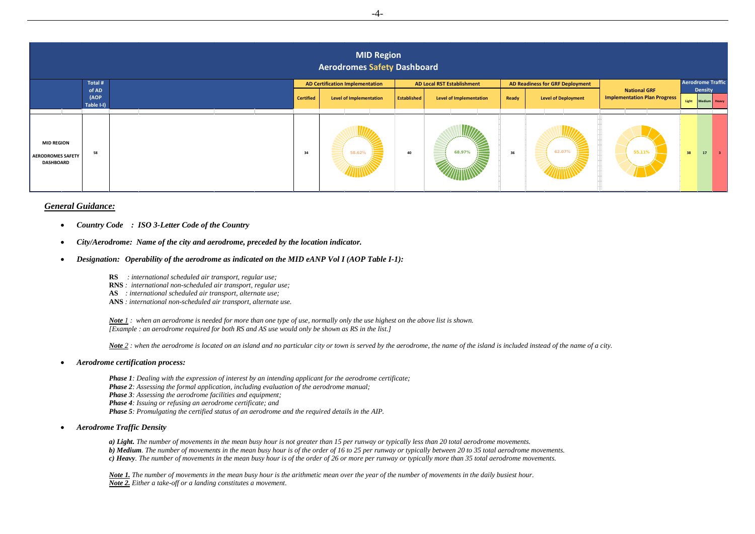| MID Region Aerodromes Safety Dashboard | | | | | | | | | | | | |
|---|---|---|---|---|---|---|---|---|---|---|---|---|
| | Total # of AD (AOP Table I-I) | | AD Certification Implementation | | AD Local RST Establishment | | AD Readiness for GRF Deployment | | National GRF Implementation Plan Progress | Aerodrome Traffic Density | | |
| | | | Certified | Level of Implementation | Established | Level of Implementation | Ready | Level of Deployment | | Light | Medium | Heavy |
| MID REGION AERODROMES SAFETY DASHBOARD | 58 | | 34 | 58.62% | 40 | 68.97% | 36 | 62.07% | 55.11% | 38 | 17 | 3 |

## *General Guidance:*

- ***Country Code : ISO 3-Letter Code of the Country***
- ***City/Aerodrome: Name of the city and aerodrome, preceded by the location indicator.***
- ***Designation: Operability of the aerodrome as indicated on the MID eANP Vol I (AOP Table I-1):***

  **RS** *: international scheduled air transport, regular use;*
  **RNS** *: international non-scheduled air transport, regular use;*
  **AS** *: international scheduled air transport, alternate use;*
  **ANS** *: international non-scheduled air transport, alternate use.*

  ***Note 1*** *: when an aerodrome is needed for more than one type of use, normally only the use highest on the above list is shown. [Example : an aerodrome required for both RS and AS use would only be shown as RS in the list.]*

  ***Note 2*** *: when the aerodrome is located on an island and no particular city or town is served by the aerodrome, the name of the island is included instead of the name of a city.*

- ***Aerodrome certification process:***

  ***Phase 1****: Dealing with the expression of interest by an intending applicant for the aerodrome certificate;*
  ***Phase 2****: Assessing the formal application, including evaluation of the aerodrome manual;*
  ***Phase 3****: Assessing the aerodrome facilities and equipment;*
  ***Phase 4****: Issuing or refusing an aerodrome certificate; and*
  ***Phase 5****: Promulgating the certified status of an aerodrome and the required details in the AIP.*

- ***Aerodrome Traffic Density***

  ***a) Light.*** *The number of movements in the mean busy hour is not greater than 15 per runway or typically less than 20 total aerodrome movements.*
  ***b) Medium****. The number of movements in the mean busy hour is of the order of 16 to 25 per runway or typically between 20 to 35 total aerodrome movements.*
  ***c) Heavy****. The number of movements in the mean busy hour is of the order of 26 or more per runway or typically more than 35 total aerodrome movements.*

  ***Note 1.*** *The number of movements in the mean busy hour is the arithmetic mean over the year of the number of movements in the daily busiest hour.*
  ***Note 2.*** *Either a take-off or a landing constitutes a movement.*